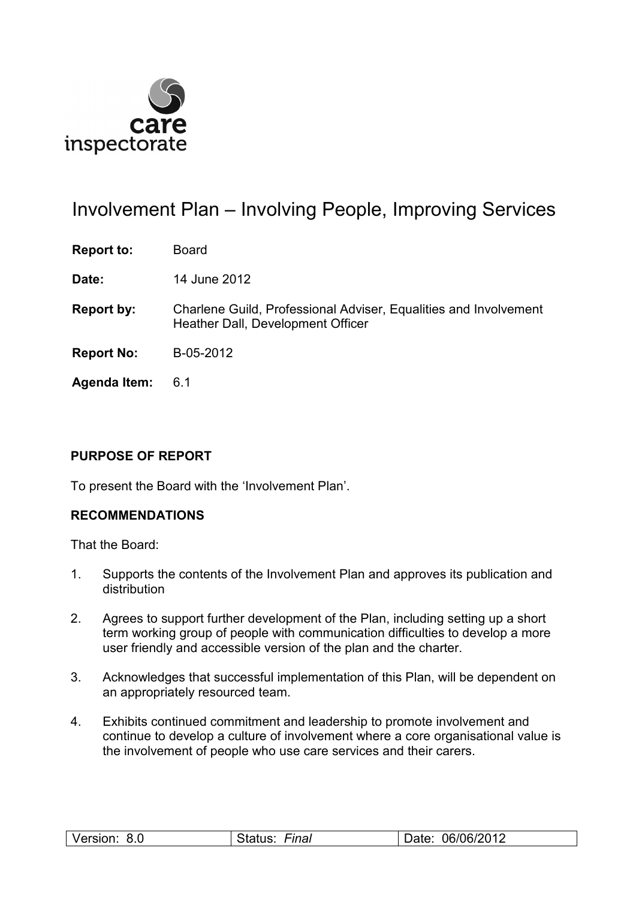care inspectorate

# Involvement Plan – Involving People, Improving Services

**Report to:** Board

**Date:** 14 June 2012

**Report by:** Charlene Guild, Professional Adviser, Equalities and Involvement
Heather Dall, Development Officer

**Report No:** B-05-2012

**Agenda Item:** 6.1

## PURPOSE OF REPORT

To present the Board with the 'Involvement Plan'.

## RECOMMENDATIONS

That the Board:

1. Supports the contents of the Involvement Plan and approves its publication and distribution

2. Agrees to support further development of the Plan, including setting up a short term working group of people with communication difficulties to develop a more user friendly and accessible version of the plan and the charter.

3. Acknowledges that successful implementation of this Plan, will be dependent on an appropriately resourced team.

4. Exhibits continued commitment and leadership to promote involvement and continue to develop a culture of involvement where a core organisational value is the involvement of people who use care services and their carers.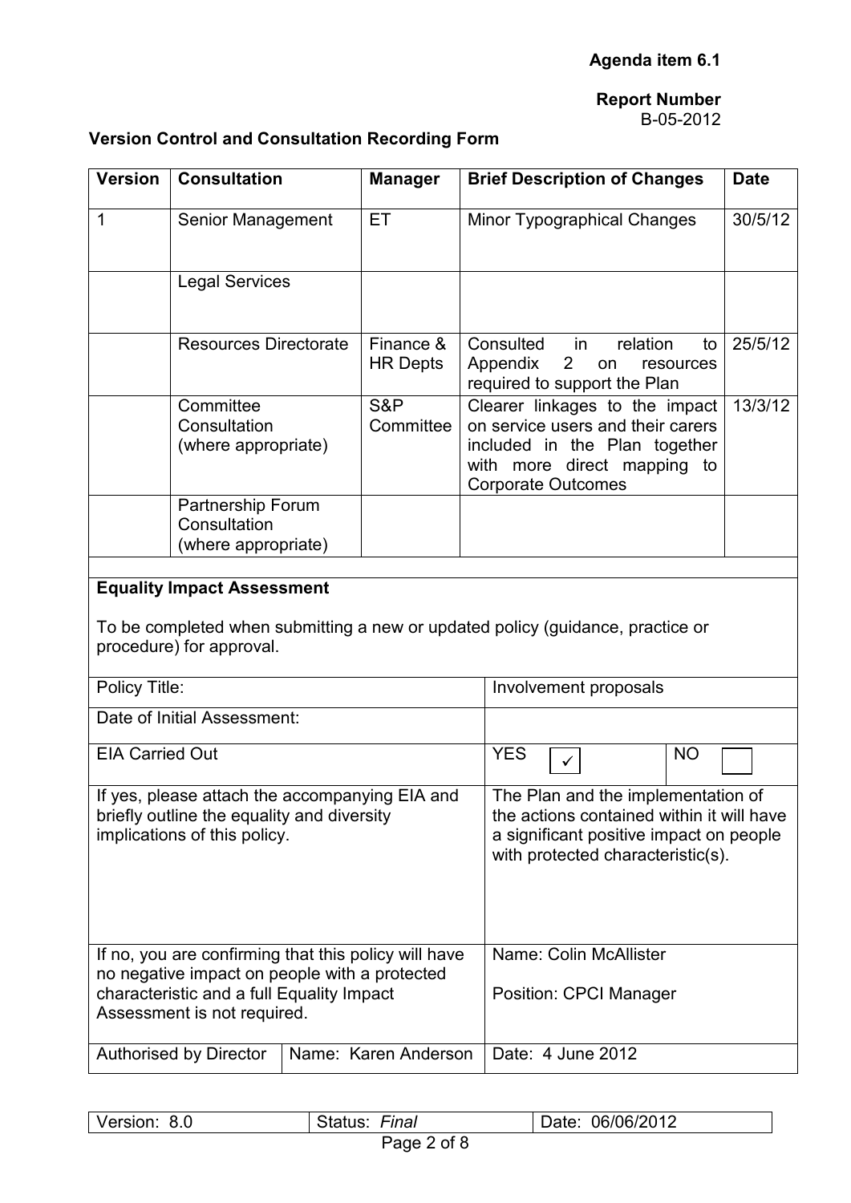**Agenda item 6.1**

**Report Number**
B-05-2012

**Version Control and Consultation Recording Form**

| Version | Consultation | Manager | Brief Description of Changes | Date |
|---|---|---|---|---|
| 1 | Senior Management | ET | Minor Typographical Changes | 30/5/12 |
| | Legal Services | | | |
| | Resources Directorate | Finance & HR Depts | Consulted in relation to Appendix 2 on resources required to support the Plan | 25/5/12 |
| | Committee Consultation (where appropriate) | S&P Committee | Clearer linkages to the impact on service users and their carers included in the Plan together with more direct mapping to Corporate Outcomes | 13/3/12 |
| | Partnership Forum Consultation (where appropriate) | | | |

**Equality Impact Assessment**

To be completed when submitting a new or updated policy (guidance, practice or procedure) for approval.

| | | | |
|---|---|---|---|
| Policy Title: | | Involvement proposals | |
| Date of Initial Assessment: | | | |
| EIA Carried Out | | YES ✓ | NO ☐ |
| If yes, please attach the accompanying EIA and briefly outline the equality and diversity implications of this policy. | | The Plan and the implementation of the actions contained within it will have a significant positive impact on people with protected characteristic(s). | |
| If no, you are confirming that this policy will have no negative impact on people with a protected characteristic and a full Equality Impact Assessment is not required. | | Name: Colin McAllister<br><br>Position: CPCI Manager | |
| Authorised by Director | Name: Karen Anderson | Date: 4 June 2012 | |

| Version: 8.0 | Status: *Final* | Date: 06/06/2012 |
|---|---|---|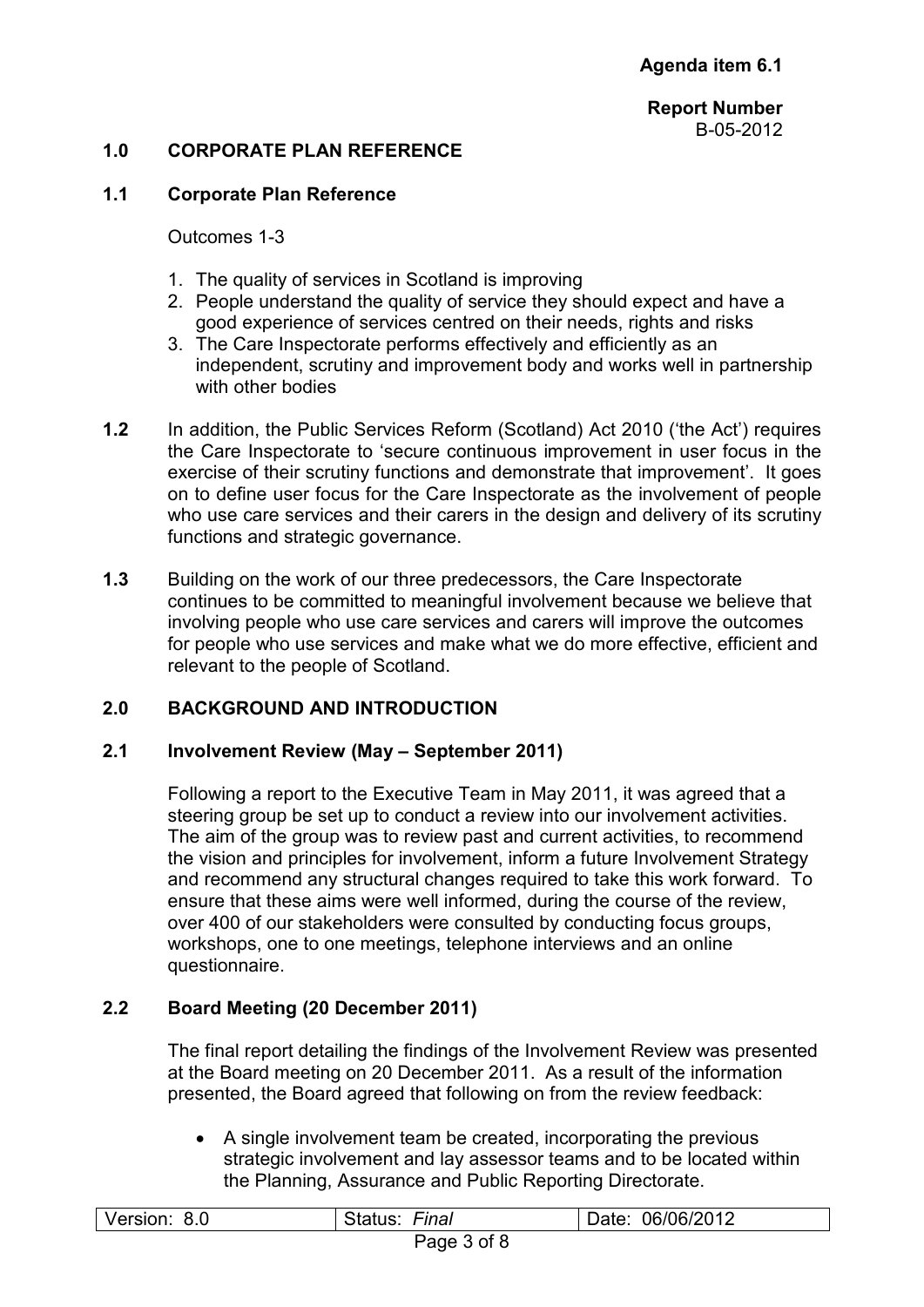**Agenda item 6.1**

**Report Number**
B-05-2012

## 1.0 CORPORATE PLAN REFERENCE

### 1.1 Corporate Plan Reference

Outcomes 1-3

1. The quality of services in Scotland is improving
2. People understand the quality of service they should expect and have a good experience of services centred on their needs, rights and risks
3. The Care Inspectorate performs effectively and efficiently as an independent, scrutiny and improvement body and works well in partnership with other bodies

**1.2** In addition, the Public Services Reform (Scotland) Act 2010 ('the Act') requires the Care Inspectorate to 'secure continuous improvement in user focus in the exercise of their scrutiny functions and demonstrate that improvement'. It goes on to define user focus for the Care Inspectorate as the involvement of people who use care services and their carers in the design and delivery of its scrutiny functions and strategic governance.

**1.3** Building on the work of our three predecessors, the Care Inspectorate continues to be committed to meaningful involvement because we believe that involving people who use care services and carers will improve the outcomes for people who use services and make what we do more effective, efficient and relevant to the people of Scotland.

## 2.0 BACKGROUND AND INTRODUCTION

### 2.1 Involvement Review (May – September 2011)

Following a report to the Executive Team in May 2011, it was agreed that a steering group be set up to conduct a review into our involvement activities. The aim of the group was to review past and current activities, to recommend the vision and principles for involvement, inform a future Involvement Strategy and recommend any structural changes required to take this work forward. To ensure that these aims were well informed, during the course of the review, over 400 of our stakeholders were consulted by conducting focus groups, workshops, one to one meetings, telephone interviews and an online questionnaire.

### 2.2 Board Meeting (20 December 2011)

The final report detailing the findings of the Involvement Review was presented at the Board meeting on 20 December 2011. As a result of the information presented, the Board agreed that following on from the review feedback:

- A single involvement team be created, incorporating the previous strategic involvement and lay assessor teams and to be located within the Planning, Assurance and Public Reporting Directorate.

| Version: 8.0 | Status: *Final* | Date: 06/06/2012 |
|---|---|---|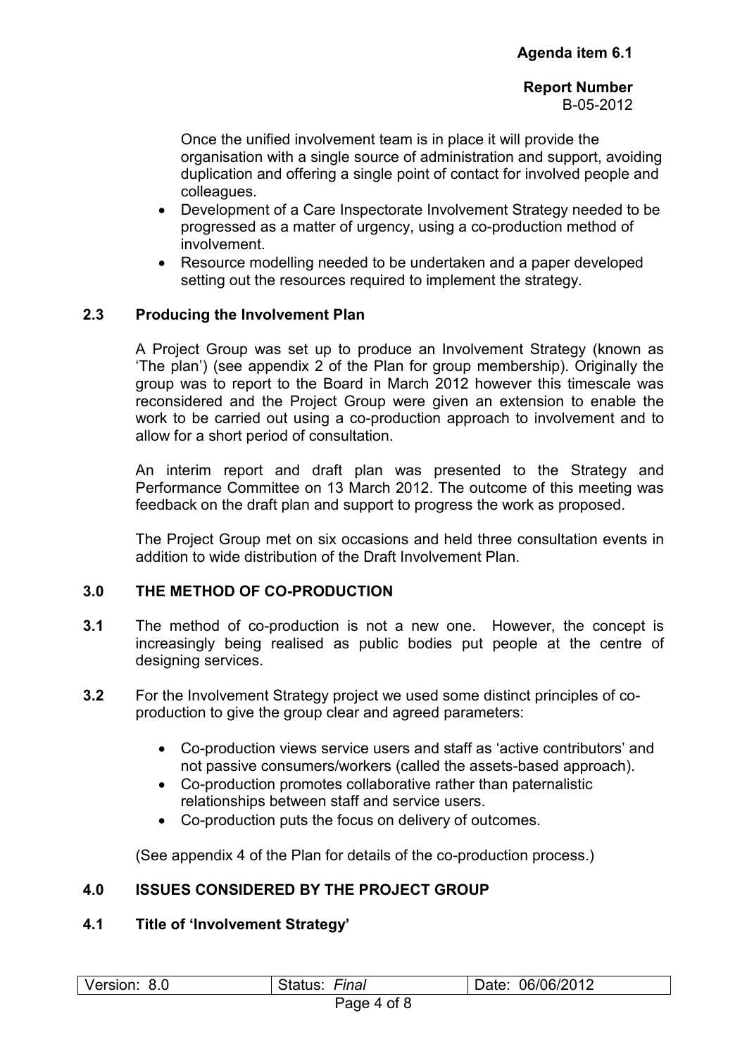Once the unified involvement team is in place it will provide the organisation with a single source of administration and support, avoiding duplication and offering a single point of contact for involved people and colleagues.

- Development of a Care Inspectorate Involvement Strategy needed to be progressed as a matter of urgency, using a co-production method of involvement.
- Resource modelling needed to be undertaken and a paper developed setting out the resources required to implement the strategy.

### 2.3 Producing the Involvement Plan

A Project Group was set up to produce an Involvement Strategy (known as 'The plan') (see appendix 2 of the Plan for group membership). Originally the group was to report to the Board in March 2012 however this timescale was reconsidered and the Project Group were given an extension to enable the work to be carried out using a co-production approach to involvement and to allow for a short period of consultation.

An interim report and draft plan was presented to the Strategy and Performance Committee on 13 March 2012. The outcome of this meeting was feedback on the draft plan and support to progress the work as proposed.

The Project Group met on six occasions and held three consultation events in addition to wide distribution of the Draft Involvement Plan.

## 3.0 THE METHOD OF CO-PRODUCTION

**3.1** The method of co-production is not a new one. However, the concept is increasingly being realised as public bodies put people at the centre of designing services.

**3.2** For the Involvement Strategy project we used some distinct principles of co-production to give the group clear and agreed parameters:

- Co-production views service users and staff as 'active contributors' and not passive consumers/workers (called the assets-based approach).
- Co-production promotes collaborative rather than paternalistic relationships between staff and service users.
- Co-production puts the focus on delivery of outcomes.

(See appendix 4 of the Plan for details of the co-production process.)

## 4.0 ISSUES CONSIDERED BY THE PROJECT GROUP

### 4.1 Title of 'Involvement Strategy'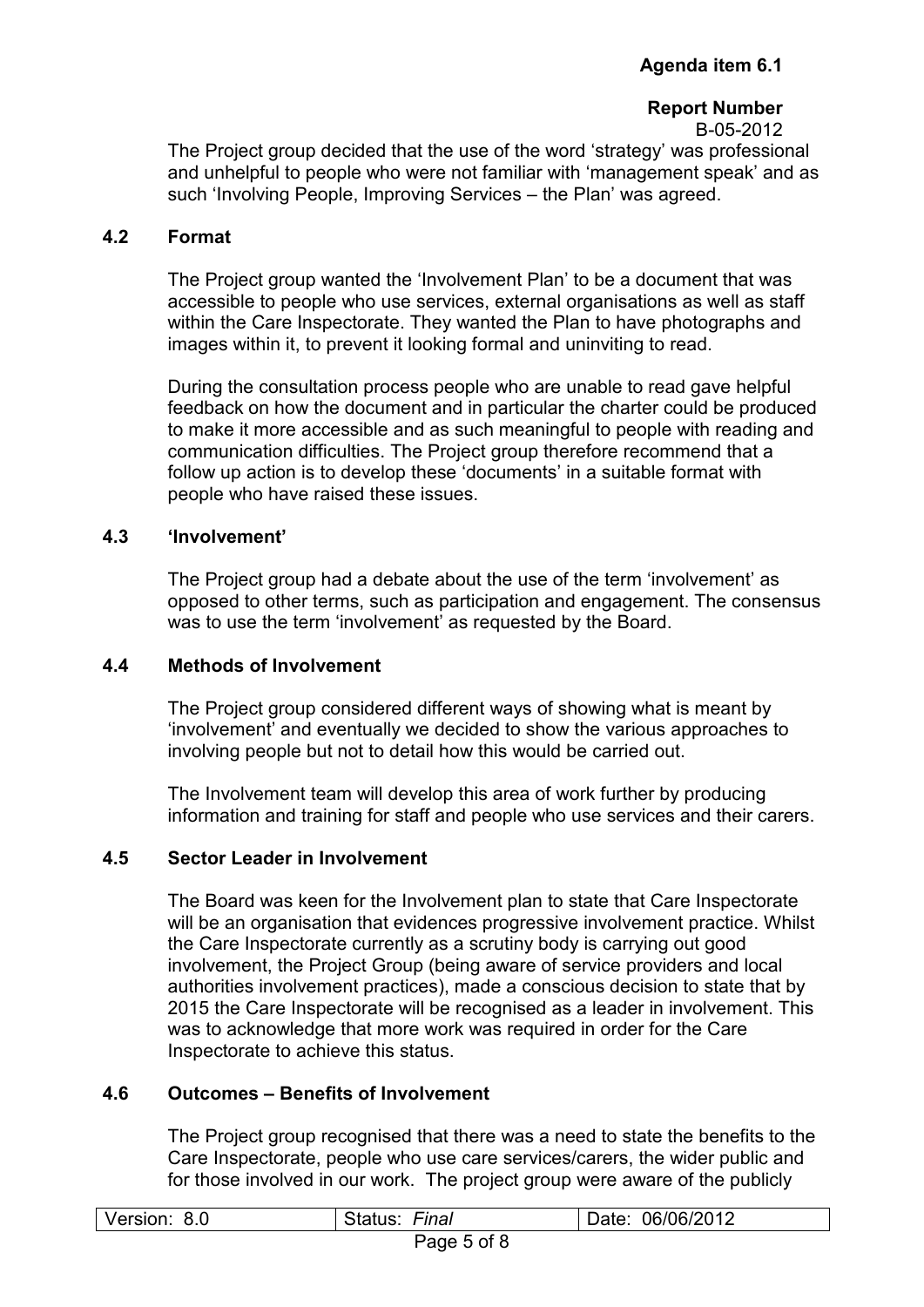The Project group decided that the use of the word 'strategy' was professional and unhelpful to people who were not familiar with 'management speak' and as such 'Involving People, Improving Services – the Plan' was agreed.

### 4.2 Format

The Project group wanted the 'Involvement Plan' to be a document that was accessible to people who use services, external organisations as well as staff within the Care Inspectorate. They wanted the Plan to have photographs and images within it, to prevent it looking formal and uninviting to read.

During the consultation process people who are unable to read gave helpful feedback on how the document and in particular the charter could be produced to make it more accessible and as such meaningful to people with reading and communication difficulties. The Project group therefore recommend that a follow up action is to develop these 'documents' in a suitable format with people who have raised these issues.

### 4.3 'Involvement'

The Project group had a debate about the use of the term 'involvement' as opposed to other terms, such as participation and engagement. The consensus was to use the term 'involvement' as requested by the Board.

### 4.4 Methods of Involvement

The Project group considered different ways of showing what is meant by 'involvement' and eventually we decided to show the various approaches to involving people but not to detail how this would be carried out.

The Involvement team will develop this area of work further by producing information and training for staff and people who use services and their carers.

### 4.5 Sector Leader in Involvement

The Board was keen for the Involvement plan to state that Care Inspectorate will be an organisation that evidences progressive involvement practice. Whilst the Care Inspectorate currently as a scrutiny body is carrying out good involvement, the Project Group (being aware of service providers and local authorities involvement practices), made a conscious decision to state that by 2015 the Care Inspectorate will be recognised as a leader in involvement. This was to acknowledge that more work was required in order for the Care Inspectorate to achieve this status.

### 4.6 Outcomes – Benefits of Involvement

The Project group recognised that there was a need to state the benefits to the Care Inspectorate, people who use care services/carers, the wider public and for those involved in our work. The project group were aware of the publicly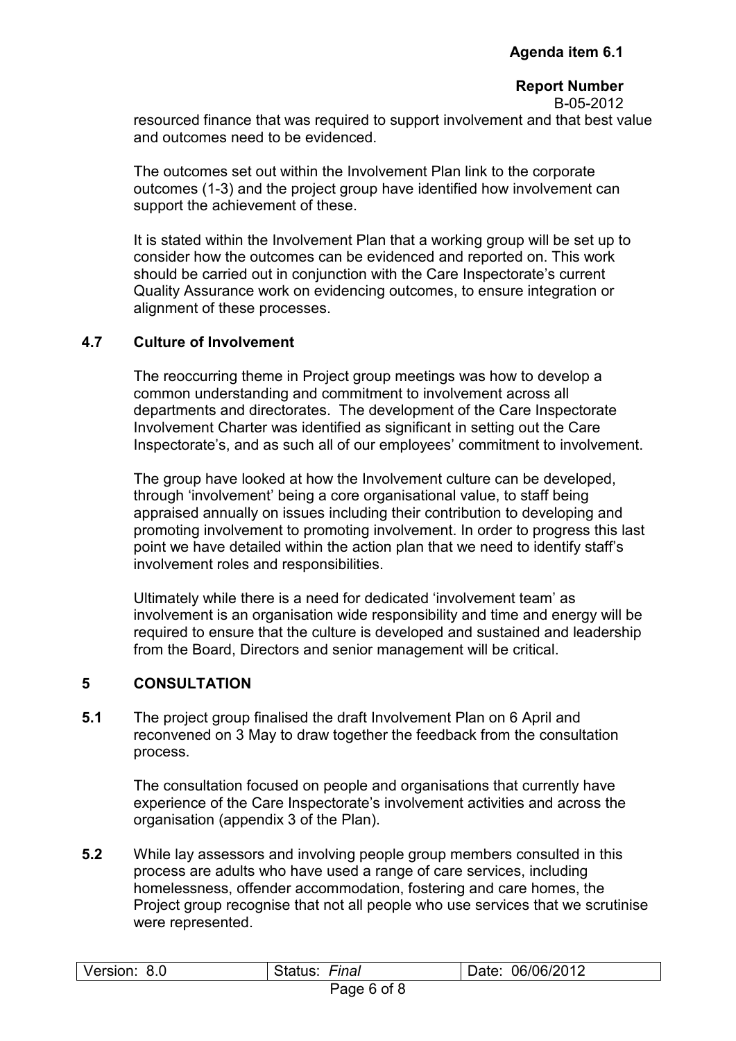resourced finance that was required to support involvement and that best value and outcomes need to be evidenced.

The outcomes set out within the Involvement Plan link to the corporate outcomes (1-3) and the project group have identified how involvement can support the achievement of these.

It is stated within the Involvement Plan that a working group will be set up to consider how the outcomes can be evidenced and reported on. This work should be carried out in conjunction with the Care Inspectorate's current Quality Assurance work on evidencing outcomes, to ensure integration or alignment of these processes.

### 4.7 Culture of Involvement

The reoccurring theme in Project group meetings was how to develop a common understanding and commitment to involvement across all departments and directorates. The development of the Care Inspectorate Involvement Charter was identified as significant in setting out the Care Inspectorate's, and as such all of our employees' commitment to involvement.

The group have looked at how the Involvement culture can be developed, through 'involvement' being a core organisational value, to staff being appraised annually on issues including their contribution to developing and promoting involvement to promoting involvement. In order to progress this last point we have detailed within the action plan that we need to identify staff's involvement roles and responsibilities.

Ultimately while there is a need for dedicated 'involvement team' as involvement is an organisation wide responsibility and time and energy will be required to ensure that the culture is developed and sustained and leadership from the Board, Directors and senior management will be critical.

## 5 CONSULTATION

**5.1** The project group finalised the draft Involvement Plan on 6 April and reconvened on 3 May to draw together the feedback from the consultation process.

The consultation focused on people and organisations that currently have experience of the Care Inspectorate's involvement activities and across the organisation (appendix 3 of the Plan).

**5.2** While lay assessors and involving people group members consulted in this process are adults who have used a range of care services, including homelessness, offender accommodation, fostering and care homes, the Project group recognise that not all people who use services that we scrutinise were represented.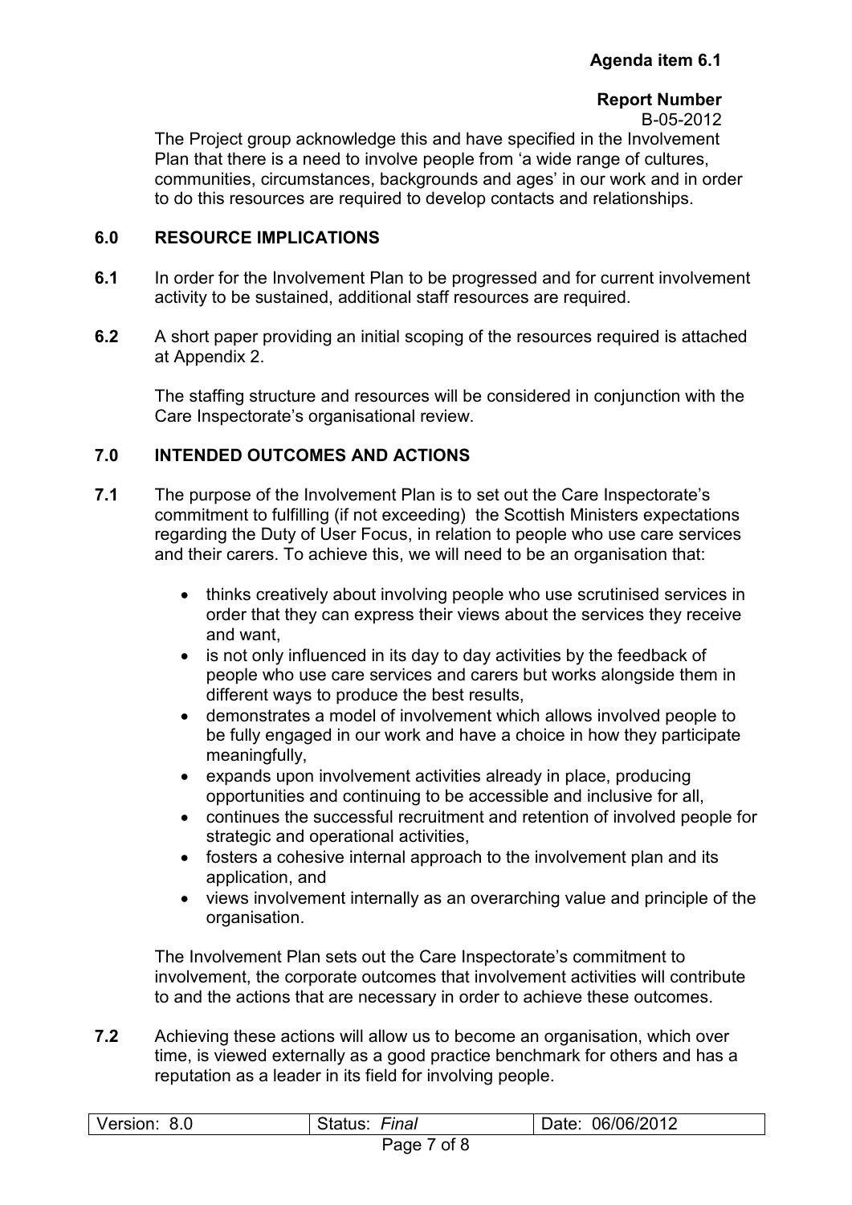The Project group acknowledge this and have specified in the Involvement Plan that there is a need to involve people from 'a wide range of cultures, communities, circumstances, backgrounds and ages' in our work and in order to do this resources are required to develop contacts and relationships.

## 6.0 RESOURCE IMPLICATIONS

**6.1** In order for the Involvement Plan to be progressed and for current involvement activity to be sustained, additional staff resources are required.

**6.2** A short paper providing an initial scoping of the resources required is attached at Appendix 2.

The staffing structure and resources will be considered in conjunction with the Care Inspectorate's organisational review.

## 7.0 INTENDED OUTCOMES AND ACTIONS

**7.1** The purpose of the Involvement Plan is to set out the Care Inspectorate's commitment to fulfilling (if not exceeding) the Scottish Ministers expectations regarding the Duty of User Focus, in relation to people who use care services and their carers. To achieve this, we will need to be an organisation that:

- thinks creatively about involving people who use scrutinised services in order that they can express their views about the services they receive and want,
- is not only influenced in its day to day activities by the feedback of people who use care services and carers but works alongside them in different ways to produce the best results,
- demonstrates a model of involvement which allows involved people to be fully engaged in our work and have a choice in how they participate meaningfully,
- expands upon involvement activities already in place, producing opportunities and continuing to be accessible and inclusive for all,
- continues the successful recruitment and retention of involved people for strategic and operational activities,
- fosters a cohesive internal approach to the involvement plan and its application, and
- views involvement internally as an overarching value and principle of the organisation.

The Involvement Plan sets out the Care Inspectorate's commitment to involvement, the corporate outcomes that involvement activities will contribute to and the actions that are necessary in order to achieve these outcomes.

**7.2** Achieving these actions will allow us to become an organisation, which over time, is viewed externally as a good practice benchmark for others and has a reputation as a leader in its field for involving people.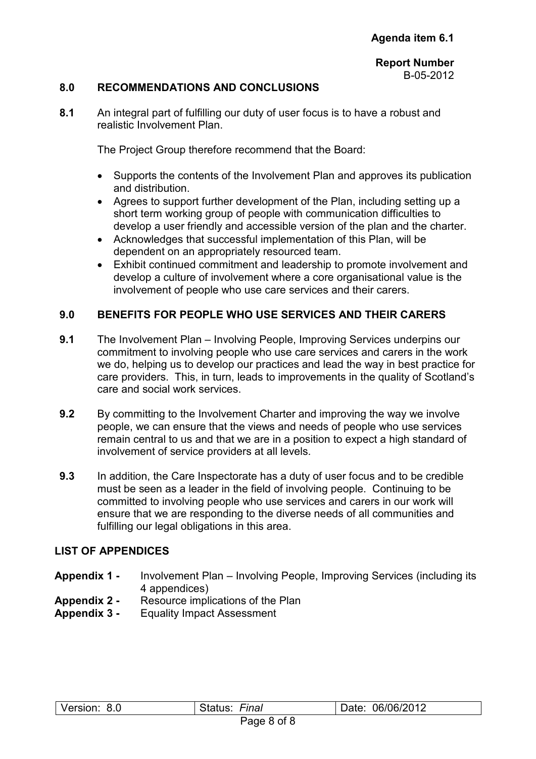**Agenda item 6.1**

**Report Number**
B-05-2012

## 8.0 RECOMMENDATIONS AND CONCLUSIONS

**8.1** An integral part of fulfilling our duty of user focus is to have a robust and realistic Involvement Plan.

The Project Group therefore recommend that the Board:

- Supports the contents of the Involvement Plan and approves its publication and distribution.
- Agrees to support further development of the Plan, including setting up a short term working group of people with communication difficulties to develop a user friendly and accessible version of the plan and the charter.
- Acknowledges that successful implementation of this Plan, will be dependent on an appropriately resourced team.
- Exhibit continued commitment and leadership to promote involvement and develop a culture of involvement where a core organisational value is the involvement of people who use care services and their carers.

## 9.0 BENEFITS FOR PEOPLE WHO USE SERVICES AND THEIR CARERS

**9.1** The Involvement Plan – Involving People, Improving Services underpins our commitment to involving people who use care services and carers in the work we do, helping us to develop our practices and lead the way in best practice for care providers. This, in turn, leads to improvements in the quality of Scotland's care and social work services.

**9.2** By committing to the Involvement Charter and improving the way we involve people, we can ensure that the views and needs of people who use services remain central to us and that we are in a position to expect a high standard of involvement of service providers at all levels.

**9.3** In addition, the Care Inspectorate has a duty of user focus and to be credible must be seen as a leader in the field of involving people. Continuing to be committed to involving people who use services and carers in our work will ensure that we are responding to the diverse needs of all communities and fulfilling our legal obligations in this area.

## LIST OF APPENDICES

**Appendix 1 -** Involvement Plan – Involving People, Improving Services (including its 4 appendices)
**Appendix 2 -** Resource implications of the Plan
**Appendix 3 -** Equality Impact Assessment

| Version: 8.0 | Status: *Final* | Date: 06/06/2012 |
|---|---|---|